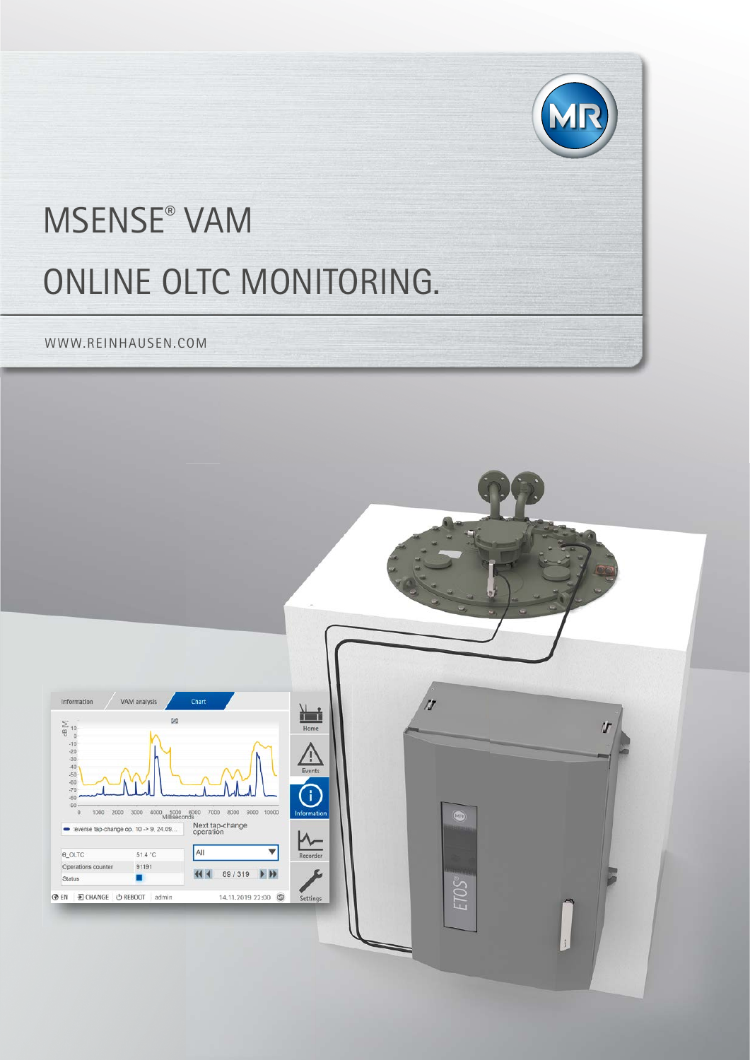# MSENSE® VAM

# ONLINE OLTC MONITORING.

WWW.REINHAUSEN.COM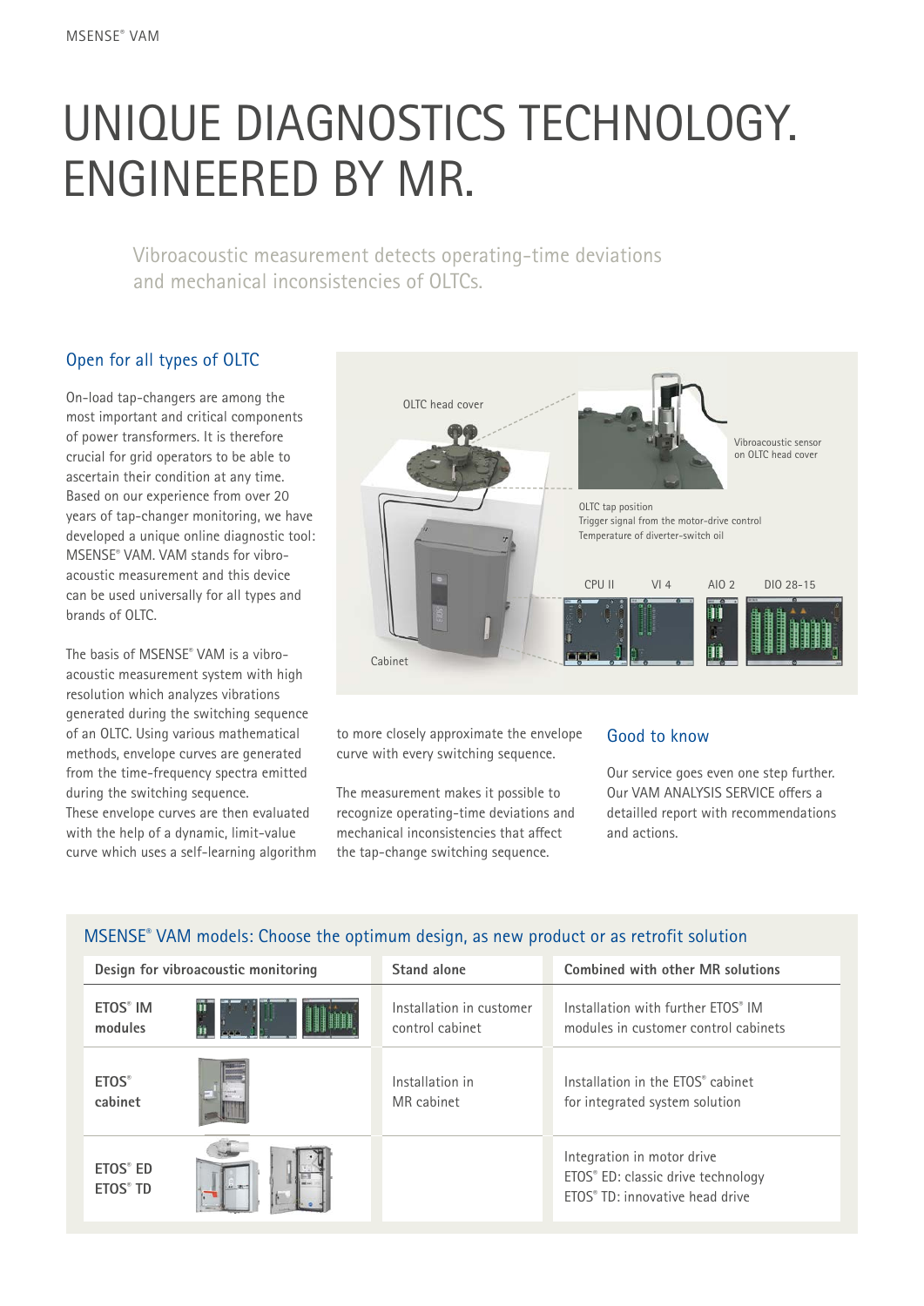# UNIQUE DIAGNOSTICS TECHNOLOGY. ENGINEERED BY MR.

Vibroacoustic measurement detects operating-time deviations and mechanical inconsistencies of OLTCs.

## Open for all types of OLTC

On-load tap-changers are among the most important and critical components of power transformers. It is therefore crucial for grid operators to be able to ascertain their condition at any time. Based on our experience from over 20 years of tap-changer monitoring, we have developed a unique online diagnostic tool: MSENSE® VAM. VAM stands for vibroacoustic measurement and this device can be used universally for all types and brands of OLTC.

The basis of MSENSE® VAM is a vibroacoustic measurement system with high resolution which analyzes vibrations generated during the switching sequence of an OLTC. Using various mathematical methods, envelope curves are generated from the time-frequency spectra emitted during the switching sequence. These envelope curves are then evaluated with the help of a dynamic, limit-value curve which uses a self-learning algorithm to more closely approximate the envelope curve with every switching sequence.

The measurement makes it possible to recognize operating-time deviations and mechanical inconsistencies that affect the tap-change switching sequence.

OLTC head cover

Vibroacoustic sensor on OLTC head cover

OLTC tap position
Trigger signal from the motor-drive control
Temperature of diverter-switch oil

CPU II VI 4 AIO 2 DIO 28-15

Cabinet

## Good to know

Our service goes even one step further. Our VAM ANALYSIS SERVICE offers a detailled report with recommendations and actions.

## MSENSE® VAM models: Choose the optimum design, as new product or as retrofit solution

| Design for vibroacoustic monitoring | Stand alone | Combined with other MR solutions |
|---|---|---|
| **ETOS® IM modules** | Installation in customer control cabinet | Installation with further ETOS® IM modules in customer control cabinets |
| **ETOS® cabinet** | Installation in MR cabinet | Installation in the ETOS® cabinet for integrated system solution |
| **ETOS® ED ETOS® TD** | | Integration in motor drive<br>ETOS® ED: classic drive technology<br>ETOS® TD: innovative head drive |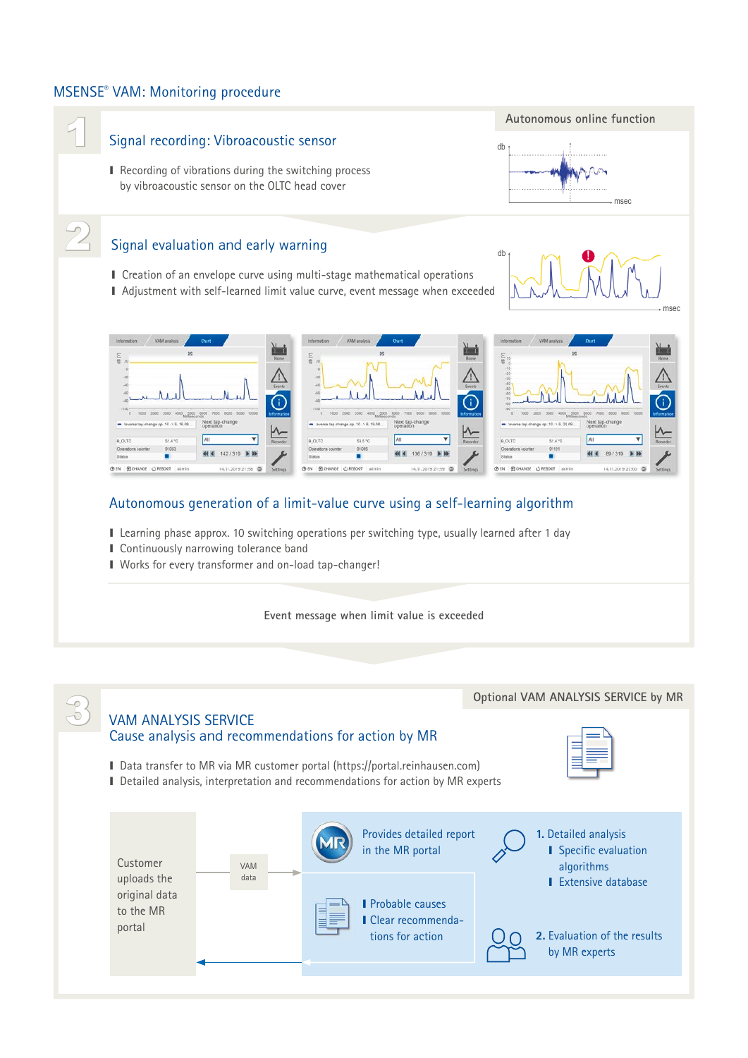## MSENSE® VAM: Monitoring procedure

**Autonomous online function**

### 1 Signal recording: Vibroacoustic sensor

- Recording of vibrations during the switching process by vibroacoustic sensor on the OLTC head cover

### 2 Signal evaluation and early warning

- Creation of an envelope curve using multi-stage mathematical operations
- Adjustment with self-learned limit value curve, event message when exceeded

### Autonomous generation of a limit-value curve using a self-learning algorithm

- Learning phase approx. 10 switching operations per switching type, usually learned after 1 day
- Continuously narrowing tolerance band
- Works for every transformer and on-load tap-changer!

Event message when limit value is exceeded

**Optional VAM ANALYSIS SERVICE by MR**

### 3 VAM ANALYSIS SERVICE
### Cause analysis and recommendations for action by MR

- Data transfer to MR via MR customer portal (https://portal.reinhausen.com)
- Detailed analysis, interpretation and recommendations for action by MR experts

Customer uploads the original data to the MR portal

VAM data

Provides detailed report in the MR portal

- Probable causes
- Clear recommendations for action

**1.** Detailed analysis
- Specific evaluation algorithms
- Extensive database

**2.** Evaluation of the results by MR experts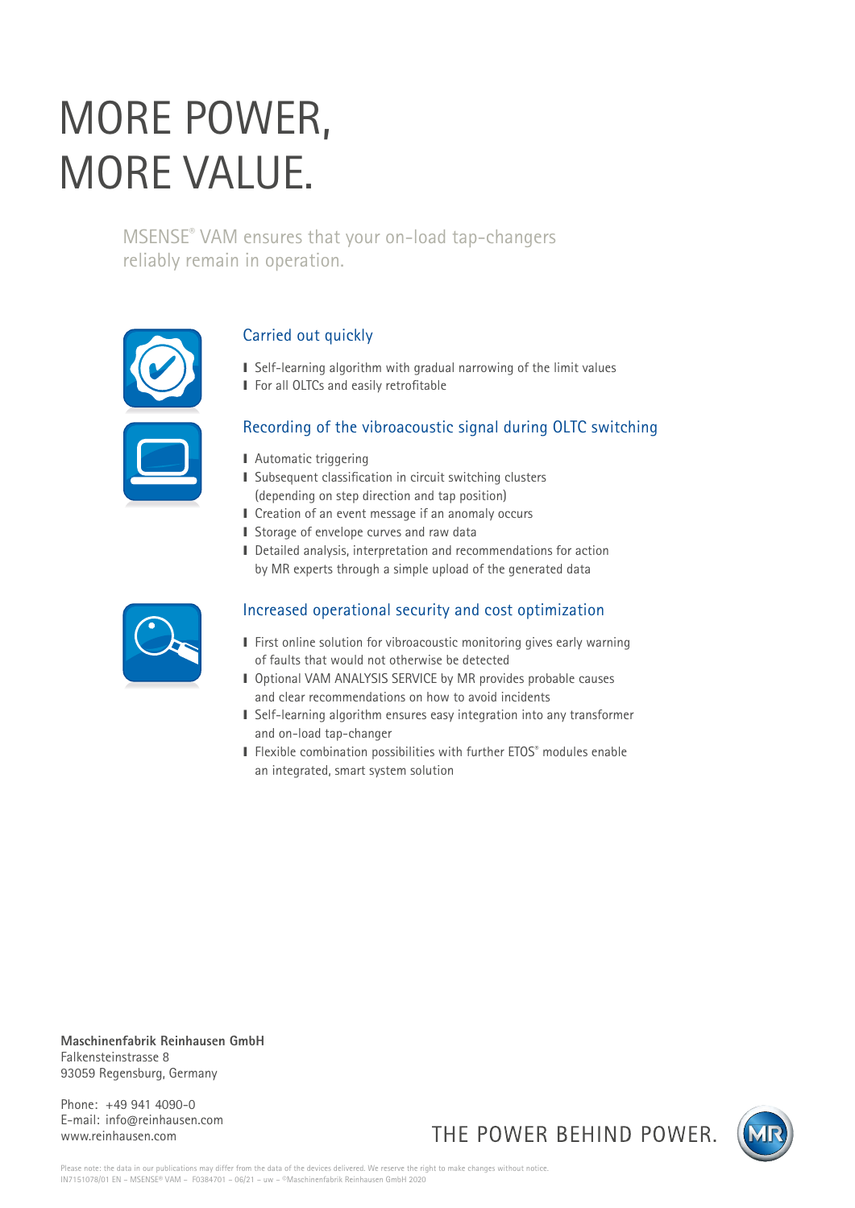# MORE POWER, MORE VALUE.

MSENSE® VAM ensures that your on-load tap-changers reliably remain in operation.

## Carried out quickly

- Self-learning algorithm with gradual narrowing of the limit values
- For all OLTCs and easily retrofitable

## Recording of the vibroacoustic signal during OLTC switching

- Automatic triggering
- Subsequent classification in circuit switching clusters (depending on step direction and tap position)
- Creation of an event message if an anomaly occurs
- Storage of envelope curves and raw data
- Detailed analysis, interpretation and recommendations for action by MR experts through a simple upload of the generated data

## Increased operational security and cost optimization

- First online solution for vibroacoustic monitoring gives early warning of faults that would not otherwise be detected
- Optional VAM ANALYSIS SERVICE by MR provides probable causes and clear recommendations on how to avoid incidents
- Self-learning algorithm ensures easy integration into any transformer and on-load tap-changer
- Flexible combination possibilities with further ETOS® modules enable an integrated, smart system solution

**Maschinenfabrik Reinhausen GmbH**
Falkensteinstrasse 8
93059 Regensburg, Germany

Phone: +49 941 4090-0
E-mail: info@reinhausen.com
www.reinhausen.com

THE POWER BEHIND POWER.

Please note: the data in our publications may differ from the data of the devices delivered. We reserve the right to make changes without notice.
IN7151078/01 EN – MSENSE® VAM – F0384701 – 06/21 – uw – ©Maschinenfabrik Reinhausen GmbH 2020